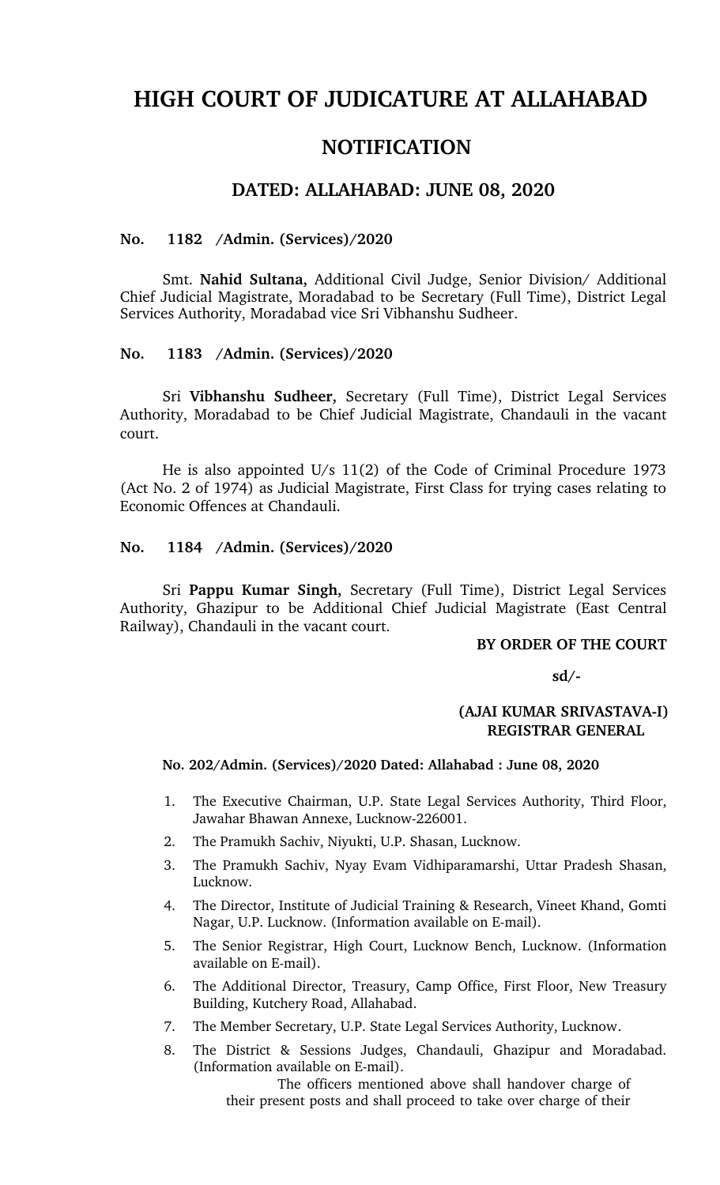# HIGH COURT OF JUDICATURE AT ALLAHABAD

## NOTIFICATION

### DATED: ALLAHABAD: JUNE 08, 2020

**No. 1182 /Admin. (Services)/2020**

Smt. **Nahid Sultana,** Additional Civil Judge, Senior Division/ Additional Chief Judicial Magistrate, Moradabad to be Secretary (Full Time), District Legal Services Authority, Moradabad vice Sri Vibhanshu Sudheer.

**No. 1183 /Admin. (Services)/2020**

Sri **Vibhanshu Sudheer,** Secretary (Full Time), District Legal Services Authority, Moradabad to be Chief Judicial Magistrate, Chandauli in the vacant court.

He is also appointed U/s 11(2) of the Code of Criminal Procedure 1973 (Act No. 2 of 1974) as Judicial Magistrate, First Class for trying cases relating to Economic Offences at Chandauli.

**No. 1184 /Admin. (Services)/2020**

Sri **Pappu Kumar Singh,** Secretary (Full Time), District Legal Services Authority, Ghazipur to be Additional Chief Judicial Magistrate (East Central Railway), Chandauli in the vacant court.

**BY ORDER OF THE COURT**

**sd/-**

**(AJAI KUMAR SRIVASTAVA-I)**
**REGISTRAR GENERAL**

**No. 202/Admin. (Services)/2020 Dated: Allahabad : June 08, 2020**

1. The Executive Chairman, U.P. State Legal Services Authority, Third Floor, Jawahar Bhawan Annexe, Lucknow-226001.
2. The Pramukh Sachiv, Niyukti, U.P. Shasan, Lucknow.
3. The Pramukh Sachiv, Nyay Evam Vidhiparamarshi, Uttar Pradesh Shasan, Lucknow.
4. The Director, Institute of Judicial Training & Research, Vineet Khand, Gomti Nagar, U.P. Lucknow. (Information available on E-mail).
5. The Senior Registrar, High Court, Lucknow Bench, Lucknow. (Information available on E-mail).
6. The Additional Director, Treasury, Camp Office, First Floor, New Treasury Building, Kutchery Road, Allahabad.
7. The Member Secretary, U.P. State Legal Services Authority, Lucknow.
8. The District & Sessions Judges, Chandauli, Ghazipur and Moradabad. (Information available on E-mail).

The officers mentioned above shall handover charge of their present posts and shall proceed to take over charge of their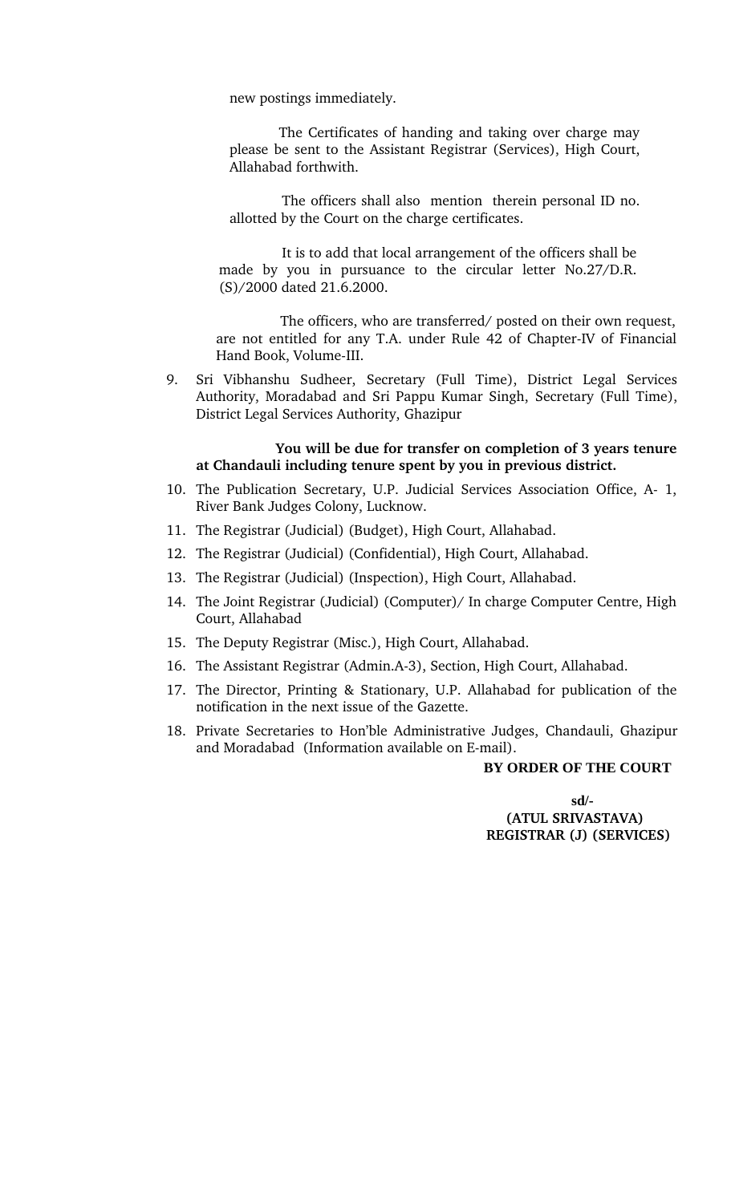new postings immediately.

The Certificates of handing and taking over charge may please be sent to the Assistant Registrar (Services), High Court, Allahabad forthwith.

The officers shall also mention therein personal ID no. allotted by the Court on the charge certificates.

It is to add that local arrangement of the officers shall be made by you in pursuance to the circular letter No.27/D.R. (S)/2000 dated 21.6.2000.

The officers, who are transferred/ posted on their own request, are not entitled for any T.A. under Rule 42 of Chapter-IV of Financial Hand Book, Volume-III.

9. Sri Vibhanshu Sudheer, Secretary (Full Time), District Legal Services Authority, Moradabad and Sri Pappu Kumar Singh, Secretary (Full Time), District Legal Services Authority, Ghazipur

   **You will be due for transfer on completion of 3 years tenure at Chandauli including tenure spent by you in previous district.**

10. The Publication Secretary, U.P. Judicial Services Association Office, A- 1, River Bank Judges Colony, Lucknow.
11. The Registrar (Judicial) (Budget), High Court, Allahabad.
12. The Registrar (Judicial) (Confidential), High Court, Allahabad.
13. The Registrar (Judicial) (Inspection), High Court, Allahabad.
14. The Joint Registrar (Judicial) (Computer)/ In charge Computer Centre, High Court, Allahabad
15. The Deputy Registrar (Misc.), High Court, Allahabad.
16. The Assistant Registrar (Admin.A-3), Section, High Court, Allahabad.
17. The Director, Printing & Stationary, U.P. Allahabad for publication of the notification in the next issue of the Gazette.
18. Private Secretaries to Hon'ble Administrative Judges, Chandauli, Ghazipur and Moradabad (Information available on E-mail).

**BY ORDER OF THE COURT**

**sd/-**
**(ATUL SRIVASTAVA)**
**REGISTRAR (J) (SERVICES)**